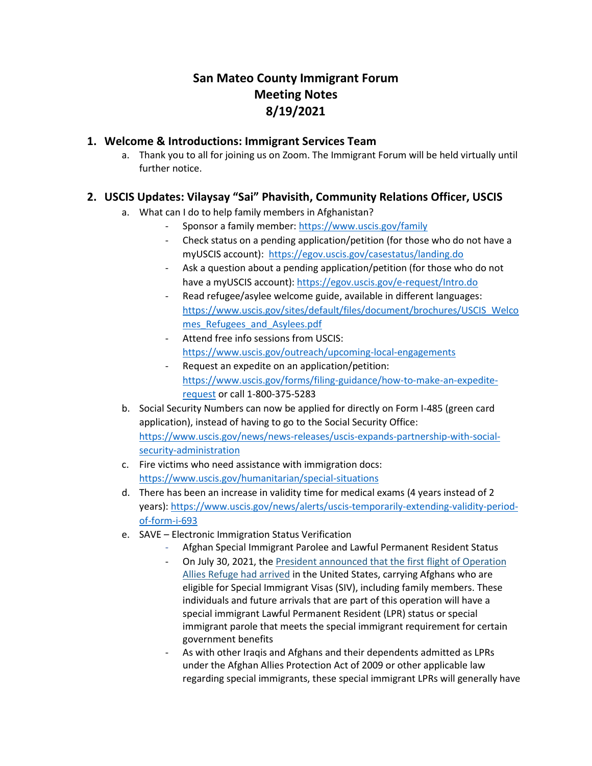# San Mateo County Immigrant Forum
# Meeting Notes
# 8/19/2021

## 1. Welcome & Introductions: Immigrant Services Team

a. Thank you to all for joining us on Zoom. The Immigrant Forum will be held virtually until further notice.

## 2. USCIS Updates: Vilaysay "Sai" Phavisith, Community Relations Officer, USCIS

a. What can I do to help family members in Afghanistan?
   - Sponsor a family member: [https://www.uscis.gov/family](https://www.uscis.gov/family)
   - Check status on a pending application/petition (for those who do not have a myUSCIS account): [https://egov.uscis.gov/casestatus/landing.do](https://egov.uscis.gov/casestatus/landing.do)
   - Ask a question about a pending application/petition (for those who do not have a myUSCIS account): [https://egov.uscis.gov/e-request/Intro.do](https://egov.uscis.gov/e-request/Intro.do)
   - Read refugee/asylee welcome guide, available in different languages: [https://www.uscis.gov/sites/default/files/document/brochures/USCIS_Welcomes_Refugees_and_Asylees.pdf](https://www.uscis.gov/sites/default/files/document/brochures/USCIS_Welcomes_Refugees_and_Asylees.pdf)
   - Attend free info sessions from USCIS: [https://www.uscis.gov/outreach/upcoming-local-engagements](https://www.uscis.gov/outreach/upcoming-local-engagements)
   - Request an expedite on an application/petition: [https://www.uscis.gov/forms/filing-guidance/how-to-make-an-expedite-request](https://www.uscis.gov/forms/filing-guidance/how-to-make-an-expedite-request) or call 1-800-375-5283

b. Social Security Numbers can now be applied for directly on Form I-485 (green card application), instead of having to go to the Social Security Office: [https://www.uscis.gov/news/news-releases/uscis-expands-partnership-with-social-security-administration](https://www.uscis.gov/news/news-releases/uscis-expands-partnership-with-social-security-administration)

c. Fire victims who need assistance with immigration docs: [https://www.uscis.gov/humanitarian/special-situations](https://www.uscis.gov/humanitarian/special-situations)

d. There has been an increase in validity time for medical exams (4 years instead of 2 years): [https://www.uscis.gov/news/alerts/uscis-temporarily-extending-validity-period-of-form-i-693](https://www.uscis.gov/news/alerts/uscis-temporarily-extending-validity-period-of-form-i-693)

e. SAVE – Electronic Immigration Status Verification
   - Afghan Special Immigrant Parolee and Lawful Permanent Resident Status
   - On July 30, 2021, the President announced that the first flight of Operation Allies Refuge had arrived in the United States, carrying Afghans who are eligible for Special Immigrant Visas (SIV), including family members. These individuals and future arrivals that are part of this operation will have a special immigrant Lawful Permanent Resident (LPR) status or special immigrant parole that meets the special immigrant requirement for certain government benefits
   - As with other Iraqis and Afghans and their dependents admitted as LPRs under the Afghan Allies Protection Act of 2009 or other applicable law regarding special immigrants, these special immigrant LPRs will generally have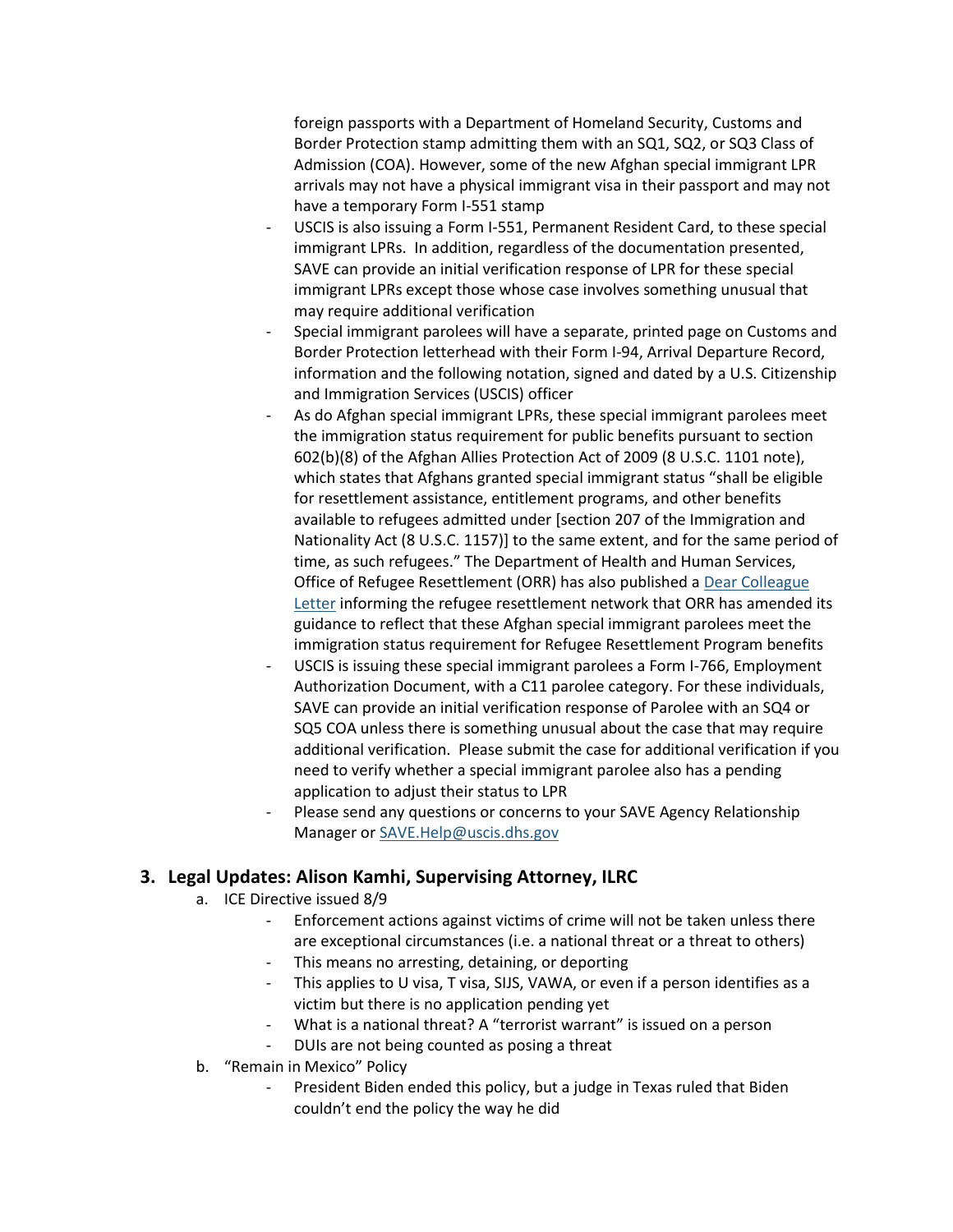- foreign passports with a Department of Homeland Security, Customs and Border Protection stamp admitting them with an SQ1, SQ2, or SQ3 Class of Admission (COA). However, some of the new Afghan special immigrant LPR arrivals may not have a physical immigrant visa in their passport and may not have a temporary Form I-551 stamp
- USCIS is also issuing a Form I-551, Permanent Resident Card, to these special immigrant LPRs. In addition, regardless of the documentation presented, SAVE can provide an initial verification response of LPR for these special immigrant LPRs except those whose case involves something unusual that may require additional verification
- Special immigrant parolees will have a separate, printed page on Customs and Border Protection letterhead with their Form I-94, Arrival Departure Record, information and the following notation, signed and dated by a U.S. Citizenship and Immigration Services (USCIS) officer
- As do Afghan special immigrant LPRs, these special immigrant parolees meet the immigration status requirement for public benefits pursuant to section 602(b)(8) of the Afghan Allies Protection Act of 2009 (8 U.S.C. 1101 note), which states that Afghans granted special immigrant status "shall be eligible for resettlement assistance, entitlement programs, and other benefits available to refugees admitted under [section 207 of the Immigration and Nationality Act (8 U.S.C. 1157)] to the same extent, and for the same period of time, as such refugees." The Department of Health and Human Services, Office of Refugee Resettlement (ORR) has also published a Dear Colleague Letter informing the refugee resettlement network that ORR has amended its guidance to reflect that these Afghan special immigrant parolees meet the immigration status requirement for Refugee Resettlement Program benefits
- USCIS is issuing these special immigrant parolees a Form I-766, Employment Authorization Document, with a C11 parolee category. For these individuals, SAVE can provide an initial verification response of Parole with an SQ4 or SQ5 COA unless there is something unusual about the case that may require additional verification. Please submit the case for additional verification if you need to verify whether a special immigrant parolee also has a pending application to adjust their status to LPR
- Please send any questions or concerns to your SAVE Agency Relationship Manager or SAVE.Help@uscis.dhs.gov

## 3. Legal Updates: Alison Kamhi, Supervising Attorney, ILRC

a. ICE Directive issued 8/9
   - Enforcement actions against victims of crime will not be taken unless there are exceptional circumstances (i.e. a national threat or a threat to others)
   - This means no arresting, detaining, or deporting
   - This applies to U visa, T visa, SIJS, VAWA, or even if a person identifies as a victim but there is no application pending yet
   - What is a national threat? A "terrorist warrant" is issued on a person
   - DUIs are not being counted as posing a threat

b. "Remain in Mexico" Policy
   - President Biden ended this policy, but a judge in Texas ruled that Biden couldn't end the policy the way he did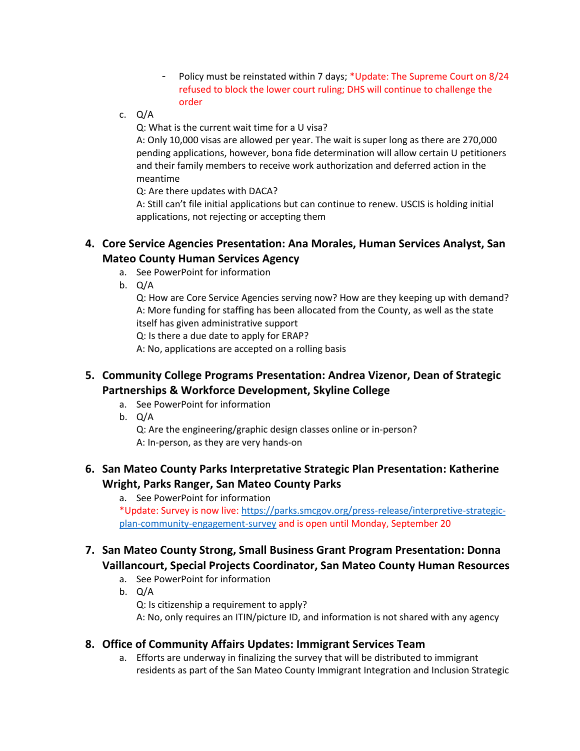- Policy must be reinstated within 7 days; *Update: The Supreme Court on 8/24 refused to block the lower court ruling; DHS will continue to challenge the order

c. Q/A

   Q: What is the current wait time for a U visa?

   A: Only 10,000 visas are allowed per year. The wait is super long as there are 270,000 pending applications, however, bona fide determination will allow certain U petitioners and their family members to receive work authorization and deferred action in the meantime

   Q: Are there updates with DACA?

   A: Still can't file initial applications but can continue to renew. USCIS is holding initial applications, not rejecting or accepting them

4. **Core Service Agencies Presentation: Ana Morales, Human Services Analyst, San Mateo County Human Services Agency**
   a. See PowerPoint for information
   b. Q/A

      Q: How are Core Service Agencies serving now? How are they keeping up with demand?

      A: More funding for staffing has been allocated from the County, as well as the state itself has given administrative support

      Q: Is there a due date to apply for ERAP?

      A: No, applications are accepted on a rolling basis

5. **Community College Programs Presentation: Andrea Vizenor, Dean of Strategic Partnerships & Workforce Development, Skyline College**
   a. See PowerPoint for information
   b. Q/A

      Q: Are the engineering/graphic design classes online or in-person?

      A: In-person, as they are very hands-on

6. **San Mateo County Parks Interpretative Strategic Plan Presentation: Katherine Wright, Parks Ranger, San Mateo County Parks**
   a. See PowerPoint for information

   *Update: Survey is now live: [https://parks.smcgov.org/press-release/interpretive-strategic-plan-community-engagement-survey](https://parks.smcgov.org/press-release/interpretive-strategic-plan-community-engagement-survey) and is open until Monday, September 20

7. **San Mateo County Strong, Small Business Grant Program Presentation: Donna Vaillancourt, Special Projects Coordinator, San Mateo County Human Resources**
   a. See PowerPoint for information
   b. Q/A

      Q: Is citizenship a requirement to apply?

      A: No, only requires an ITIN/picture ID, and information is not shared with any agency

8. **Office of Community Affairs Updates: Immigrant Services Team**
   a. Efforts are underway in finalizing the survey that will be distributed to immigrant residents as part of the San Mateo County Immigrant Integration and Inclusion Strategic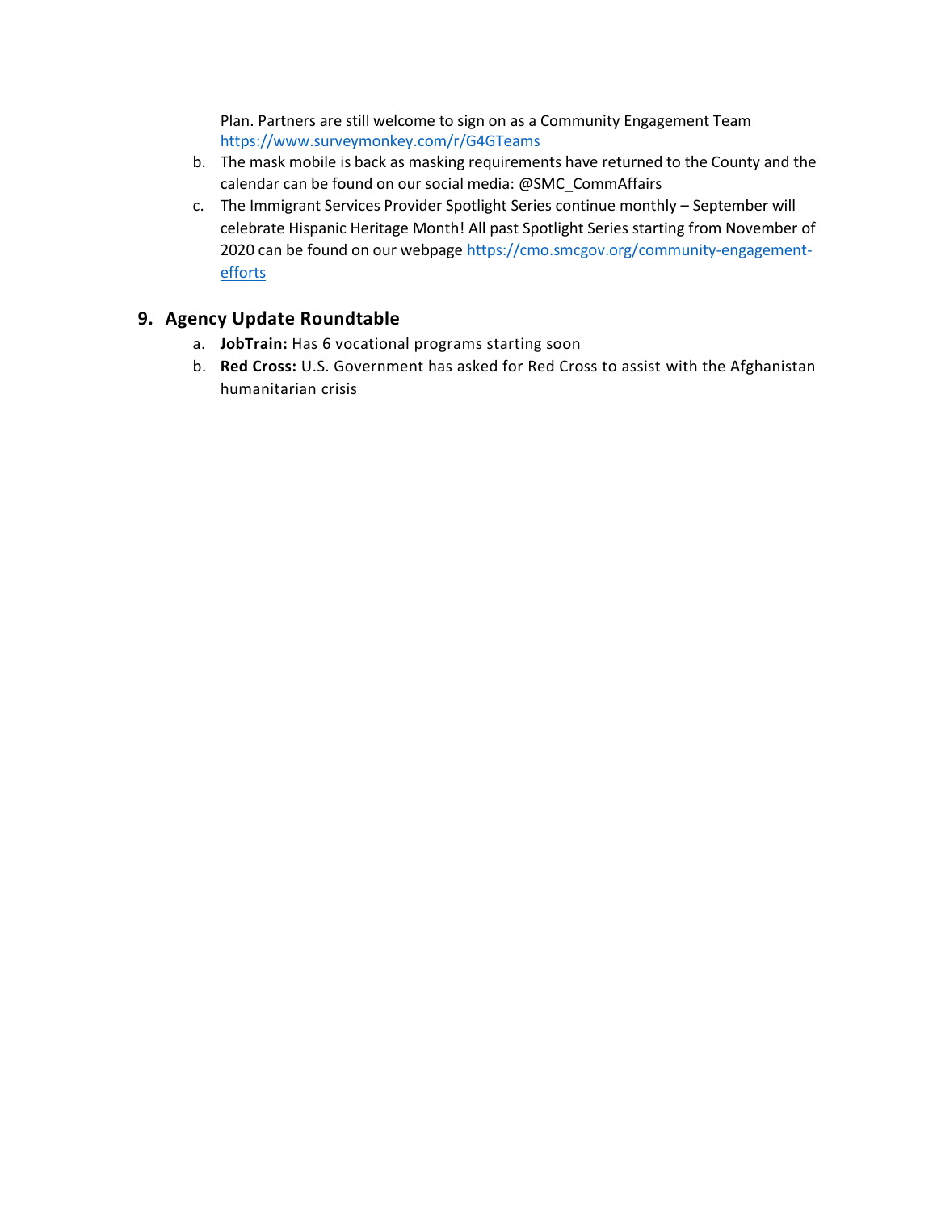Plan. Partners are still welcome to sign on as a Community Engagement Team https://www.surveymonkey.com/r/G4GTeams

b. The mask mobile is back as masking requirements have returned to the County and the calendar can be found on our social media: @SMC_CommAffairs
c. The Immigrant Services Provider Spotlight Series continue monthly – September will celebrate Hispanic Heritage Month! All past Spotlight Series starting from November of 2020 can be found on our webpage https://cmo.smcgov.org/community-engagement-efforts

## 9. Agency Update Roundtable

a. **JobTrain:** Has 6 vocational programs starting soon
b. **Red Cross:** U.S. Government has asked for Red Cross to assist with the Afghanistan humanitarian crisis